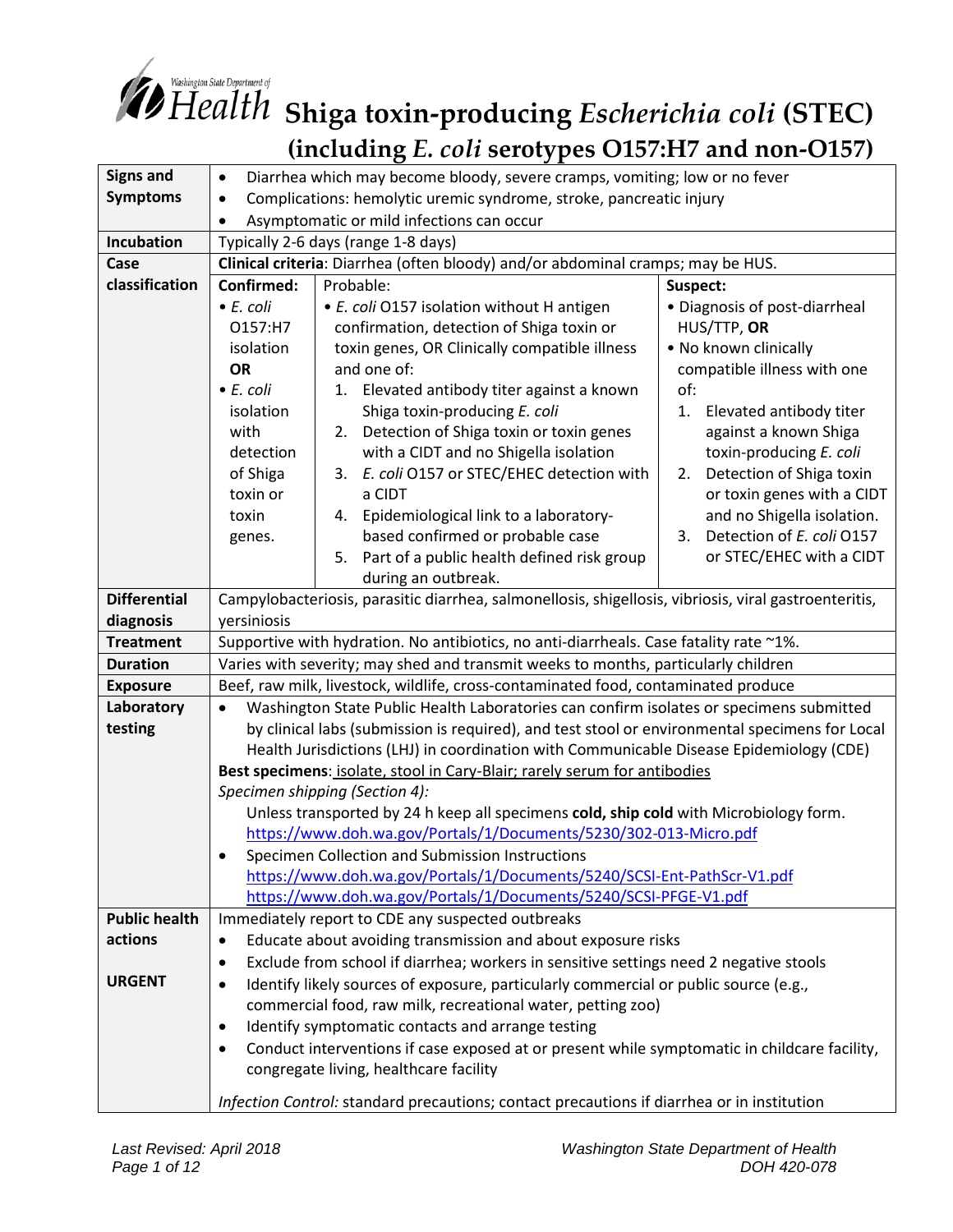# Shiga toxin-producing *Escherichia coli* (STEC) (including *E. coli* serotypes O157:H7 and non-O157)

| | |
|---|---|
| **Signs and Symptoms** | • Diarrhea which may become bloody, severe cramps, vomiting; low or no fever<br>• Complications: hemolytic uremic syndrome, stroke, pancreatic injury<br>• Asymptomatic or mild infections can occur |
| **Incubation** | Typically 2-6 days (range 1-8 days) |
| **Case classification** | **Clinical criteria**: Diarrhea (often bloody) and/or abdominal cramps; may be HUS.<br><br>**Confirmed:**<br>• *E. coli* O157:H7 isolation **OR**<br>• *E. coli* isolation with detection of Shiga toxin or toxin genes.<br><br>Probable:<br>• *E. coli* O157 isolation without H antigen confirmation, detection of Shiga toxin or toxin genes, OR Clinically compatible illness and one of:<br>1. Elevated antibody titer against a known Shiga toxin-producing *E. coli*<br>2. Detection of Shiga toxin or toxin genes with a CIDT and no Shigella isolation<br>3. *E. coli* O157 or STEC/EHEC detection with a CIDT<br>4. Epidemiological link to a laboratory-based confirmed or probable case<br>5. Part of a public health defined risk group during an outbreak.<br><br>**Suspect:**<br>• Diagnosis of post-diarrheal HUS/TTP, **OR**<br>• No known clinically compatible illness with one of:<br>1. Elevated antibody titer against a known Shiga toxin-producing *E. coli*<br>2. Detection of Shiga toxin or toxin genes with a CIDT and no Shigella isolation.<br>3. Detection of *E. coli* O157 or STEC/EHEC with a CIDT |
| **Differential diagnosis** | Campylobacteriosis, parasitic diarrhea, salmonellosis, shigellosis, vibriosis, viral gastroenteritis, yersiniosis |
| **Treatment** | Supportive with hydration. No antibiotics, no anti-diarrheals. Case fatality rate ~1%. |
| **Duration** | Varies with severity; may shed and transmit weeks to months, particularly children |
| **Exposure** | Beef, raw milk, livestock, wildlife, cross-contaminated food, contaminated produce |
| **Laboratory testing** | • Washington State Public Health Laboratories can confirm isolates or specimens submitted by clinical labs (submission is required), and test stool or environmental specimens for Local Health Jurisdictions (LHJ) in coordination with Communicable Disease Epidemiology (CDE)<br>**Best specimens**: isolate, stool in Cary-Blair; rarely serum for antibodies<br>*Specimen shipping (Section 4):*<br>Unless transported by 24 h keep all specimens **cold, ship cold** with Microbiology form.<br>https://www.doh.wa.gov/Portals/1/Documents/5230/302-013-Micro.pdf<br>• Specimen Collection and Submission Instructions<br>https://www.doh.wa.gov/Portals/1/Documents/5240/SCSI-Ent-PathScr-V1.pdf<br>https://www.doh.wa.gov/Portals/1/Documents/5240/SCSI-PFGE-V1.pdf |
| **Public health actions**<br><br>**URGENT** | Immediately report to CDE any suspected outbreaks<br>• Educate about avoiding transmission and about exposure risks<br>• Exclude from school if diarrhea; workers in sensitive settings need 2 negative stools<br>• Identify likely sources of exposure, particularly commercial or public source (e.g., commercial food, raw milk, recreational water, petting zoo)<br>• Identify symptomatic contacts and arrange testing<br>• Conduct interventions if case exposed at or present while symptomatic in childcare facility, congregate living, healthcare facility<br><br>*Infection Control:* standard precautions; contact precautions if diarrhea or in institution |

*Last Revised: April 2018*

*Washington State Department of Health*
*DOH 420-078*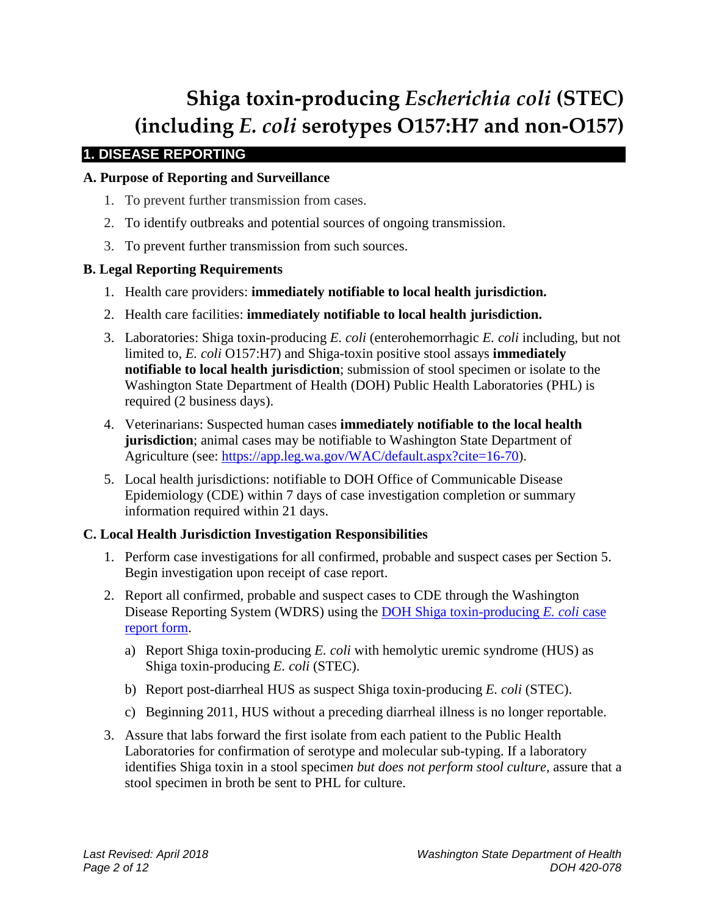# Shiga toxin-producing *Escherichia coli* (STEC) (including *E. coli* serotypes O157:H7 and non-O157)

## 1. DISEASE REPORTING

### A. Purpose of Reporting and Surveillance

1. To prevent further transmission from cases.
2. To identify outbreaks and potential sources of ongoing transmission.
3. To prevent further transmission from such sources.

### B. Legal Reporting Requirements

1. Health care providers: **immediately notifiable to local health jurisdiction.**
2. Health care facilities: **immediately notifiable to local health jurisdiction.**
3. Laboratories: Shiga toxin-producing *E. coli* (enterohemorrhagic *E. coli* including, but not limited to, *E. coli* O157:H7) and Shiga-toxin positive stool assays **immediately notifiable to local health jurisdiction**; submission of stool specimen or isolate to the Washington State Department of Health (DOH) Public Health Laboratories (PHL) is required (2 business days).
4. Veterinarians: Suspected human cases **immediately notifiable to the local health jurisdiction**; animal cases may be notifiable to Washington State Department of Agriculture (see: [https://app.leg.wa.gov/WAC/default.aspx?cite=16-70](https://app.leg.wa.gov/WAC/default.aspx?cite=16-70)).
5. Local health jurisdictions: notifiable to DOH Office of Communicable Disease Epidemiology (CDE) within 7 days of case investigation completion or summary information required within 21 days.

### C. Local Health Jurisdiction Investigation Responsibilities

1. Perform case investigations for all confirmed, probable and suspect cases per Section 5. Begin investigation upon receipt of case report.
2. Report all confirmed, probable and suspect cases to CDE through the Washington Disease Reporting System (WDRS) using the [DOH Shiga toxin-producing *E. coli* case report form]().
   a) Report Shiga toxin-producing *E. coli* with hemolytic uremic syndrome (HUS) as Shiga toxin-producing *E. coli* (STEC).
   b) Report post-diarrheal HUS as suspect Shiga toxin-producing *E. coli* (STEC).
   c) Beginning 2011, HUS without a preceding diarrheal illness is no longer reportable.
3. Assure that labs forward the first isolate from each patient to the Public Health Laboratories for confirmation of serotype and molecular sub-typing. If a laboratory identifies Shiga toxin in a stool specimen *but does not perform stool culture,* assure that a stool specimen in broth be sent to PHL for culture.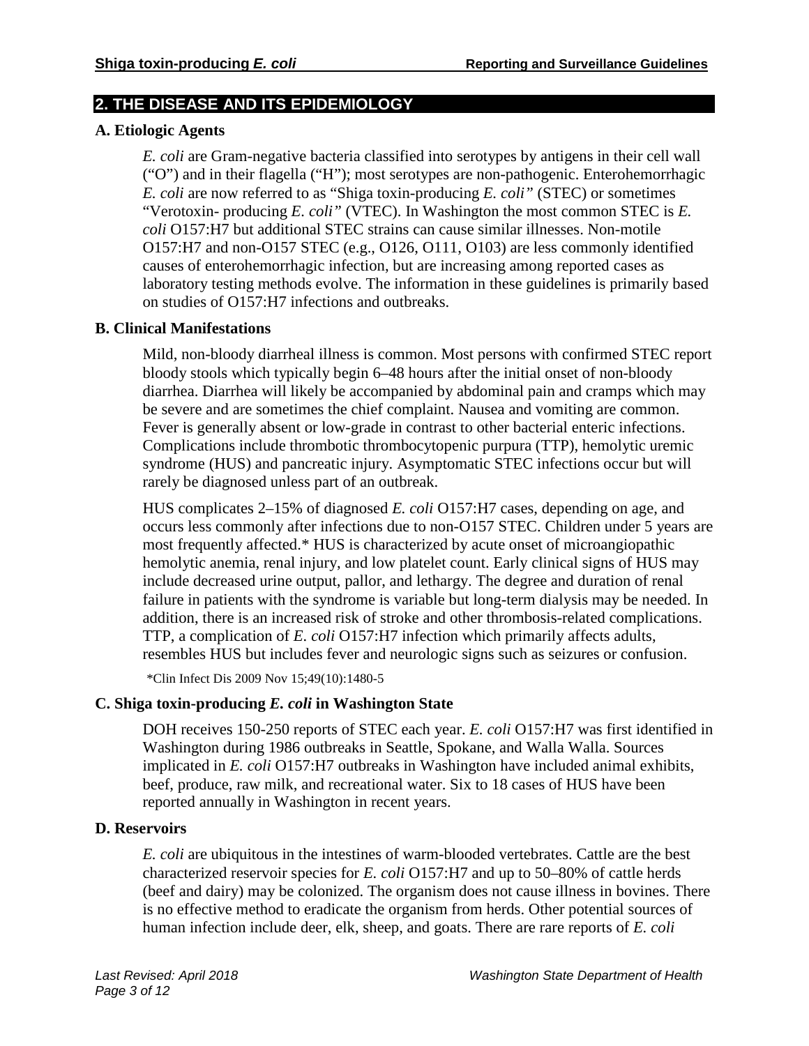## 2. THE DISEASE AND ITS EPIDEMIOLOGY

### A. Etiologic Agents

*E. coli* are Gram-negative bacteria classified into serotypes by antigens in their cell wall ("O") and in their flagella ("H"); most serotypes are non-pathogenic. Enterohemorrhagic *E. coli* are now referred to as "Shiga toxin-producing *E. coli"* (STEC) or sometimes "Verotoxin- producing *E. coli"* (VTEC). In Washington the most common STEC is *E. coli* O157:H7 but additional STEC strains can cause similar illnesses. Non-motile O157:H7 and non-O157 STEC (e.g., O126, O111, O103) are less commonly identified causes of enterohemorrhagic infection, but are increasing among reported cases as laboratory testing methods evolve. The information in these guidelines is primarily based on studies of O157:H7 infections and outbreaks.

### B. Clinical Manifestations

Mild, non-bloody diarrheal illness is common. Most persons with confirmed STEC report bloody stools which typically begin 6–48 hours after the initial onset of non-bloody diarrhea. Diarrhea will likely be accompanied by abdominal pain and cramps which may be severe and are sometimes the chief complaint. Nausea and vomiting are common. Fever is generally absent or low-grade in contrast to other bacterial enteric infections. Complications include thrombotic thrombocytopenic purpura (TTP), hemolytic uremic syndrome (HUS) and pancreatic injury. Asymptomatic STEC infections occur but will rarely be diagnosed unless part of an outbreak.

HUS complicates 2–15% of diagnosed *E. coli* O157:H7 cases, depending on age, and occurs less commonly after infections due to non-O157 STEC. Children under 5 years are most frequently affected.* HUS is characterized by acute onset of microangiopathic hemolytic anemia, renal injury, and low platelet count. Early clinical signs of HUS may include decreased urine output, pallor, and lethargy. The degree and duration of renal failure in patients with the syndrome is variable but long-term dialysis may be needed. In addition, there is an increased risk of stroke and other thrombosis-related complications. TTP, a complication of *E. coli* O157:H7 infection which primarily affects adults, resembles HUS but includes fever and neurologic signs such as seizures or confusion.

*Clin Infect Dis 2009 Nov 15;49(10):1480-5

### C. Shiga toxin-producing *E. coli* in Washington State

DOH receives 150-250 reports of STEC each year. *E. coli* O157:H7 was first identified in Washington during 1986 outbreaks in Seattle, Spokane, and Walla Walla. Sources implicated in *E. coli* O157:H7 outbreaks in Washington have included animal exhibits, beef, produce, raw milk, and recreational water. Six to 18 cases of HUS have been reported annually in Washington in recent years.

### D. Reservoirs

*E. coli* are ubiquitous in the intestines of warm-blooded vertebrates. Cattle are the best characterized reservoir species for *E. coli* O157:H7 and up to 50–80% of cattle herds (beef and dairy) may be colonized. The organism does not cause illness in bovines. There is no effective method to eradicate the organism from herds. Other potential sources of human infection include deer, elk, sheep, and goats. There are rare reports of *E. coli*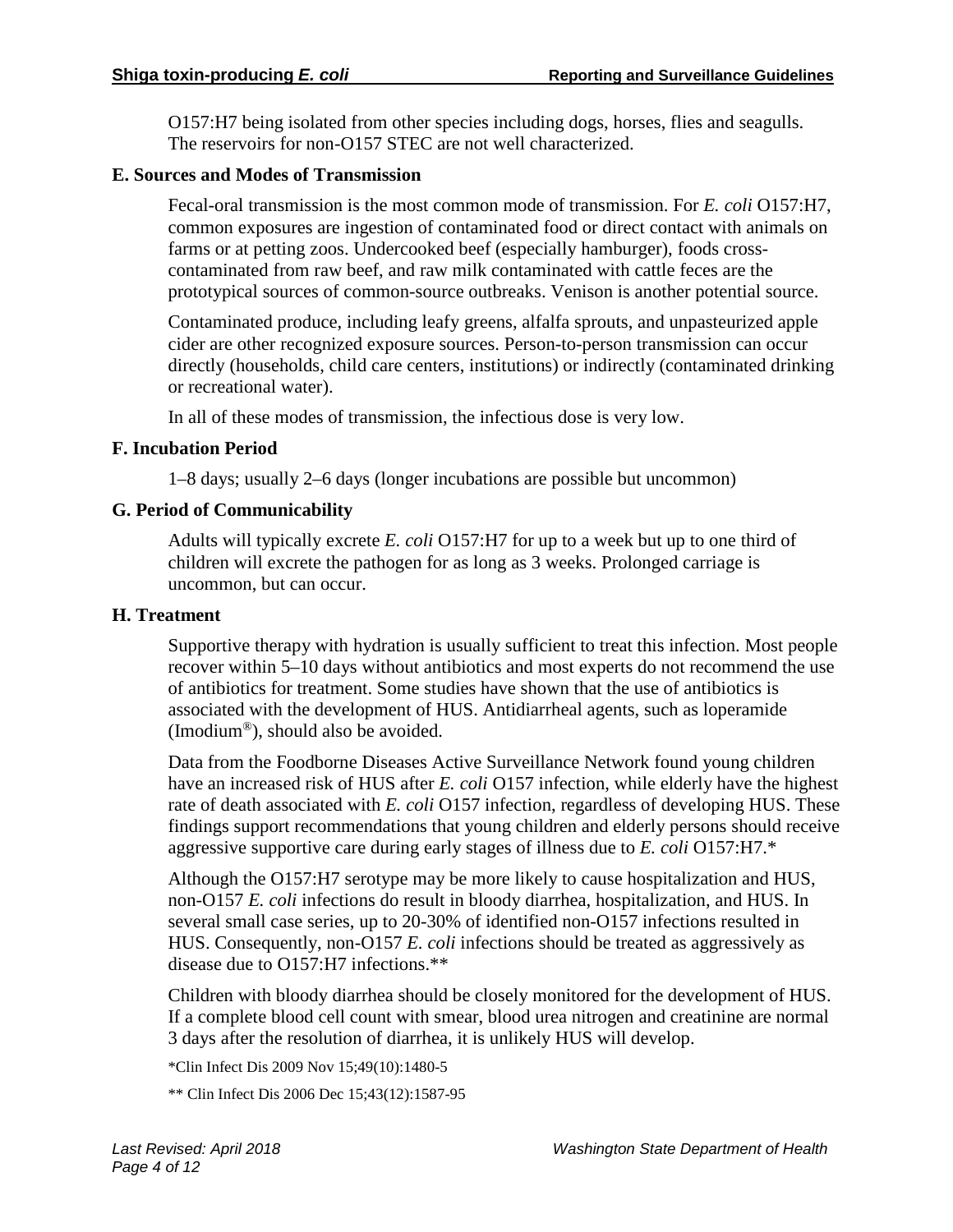O157:H7 being isolated from other species including dogs, horses, flies and seagulls. The reservoirs for non-O157 STEC are not well characterized.

### E. Sources and Modes of Transmission

Fecal-oral transmission is the most common mode of transmission. For *E. coli* O157:H7, common exposures are ingestion of contaminated food or direct contact with animals on farms or at petting zoos. Undercooked beef (especially hamburger), foods cross-contaminated from raw beef, and raw milk contaminated with cattle feces are the prototypical sources of common-source outbreaks. Venison is another potential source.

Contaminated produce, including leafy greens, alfalfa sprouts, and unpasteurized apple cider are other recognized exposure sources. Person-to-person transmission can occur directly (households, child care centers, institutions) or indirectly (contaminated drinking or recreational water).

In all of these modes of transmission, the infectious dose is very low.

### F. Incubation Period

1–8 days; usually 2–6 days (longer incubations are possible but uncommon)

### G. Period of Communicability

Adults will typically excrete *E. coli* O157:H7 for up to a week but up to one third of children will excrete the pathogen for as long as 3 weeks. Prolonged carriage is uncommon, but can occur.

### H. Treatment

Supportive therapy with hydration is usually sufficient to treat this infection. Most people recover within 5–10 days without antibiotics and most experts do not recommend the use of antibiotics for treatment. Some studies have shown that the use of antibiotics is associated with the development of HUS. Antidiarrheal agents, such as loperamide (Imodium®), should also be avoided.

Data from the Foodborne Diseases Active Surveillance Network found young children have an increased risk of HUS after *E. coli* O157 infection, while elderly have the highest rate of death associated with *E. coli* O157 infection, regardless of developing HUS. These findings support recommendations that young children and elderly persons should receive aggressive supportive care during early stages of illness due to *E. coli* O157:H7.*

Although the O157:H7 serotype may be more likely to cause hospitalization and HUS, non-O157 *E. coli* infections do result in bloody diarrhea, hospitalization, and HUS. In several small case series, up to 20-30% of identified non-O157 infections resulted in HUS. Consequently, non-O157 *E. coli* infections should be treated as aggressively as disease due to O157:H7 infections.**

Children with bloody diarrhea should be closely monitored for the development of HUS. If a complete blood cell count with smear, blood urea nitrogen and creatinine are normal 3 days after the resolution of diarrhea, it is unlikely HUS will develop.

*Clin Infect Dis 2009 Nov 15;49(10):1480-5

** Clin Infect Dis 2006 Dec 15;43(12):1587-95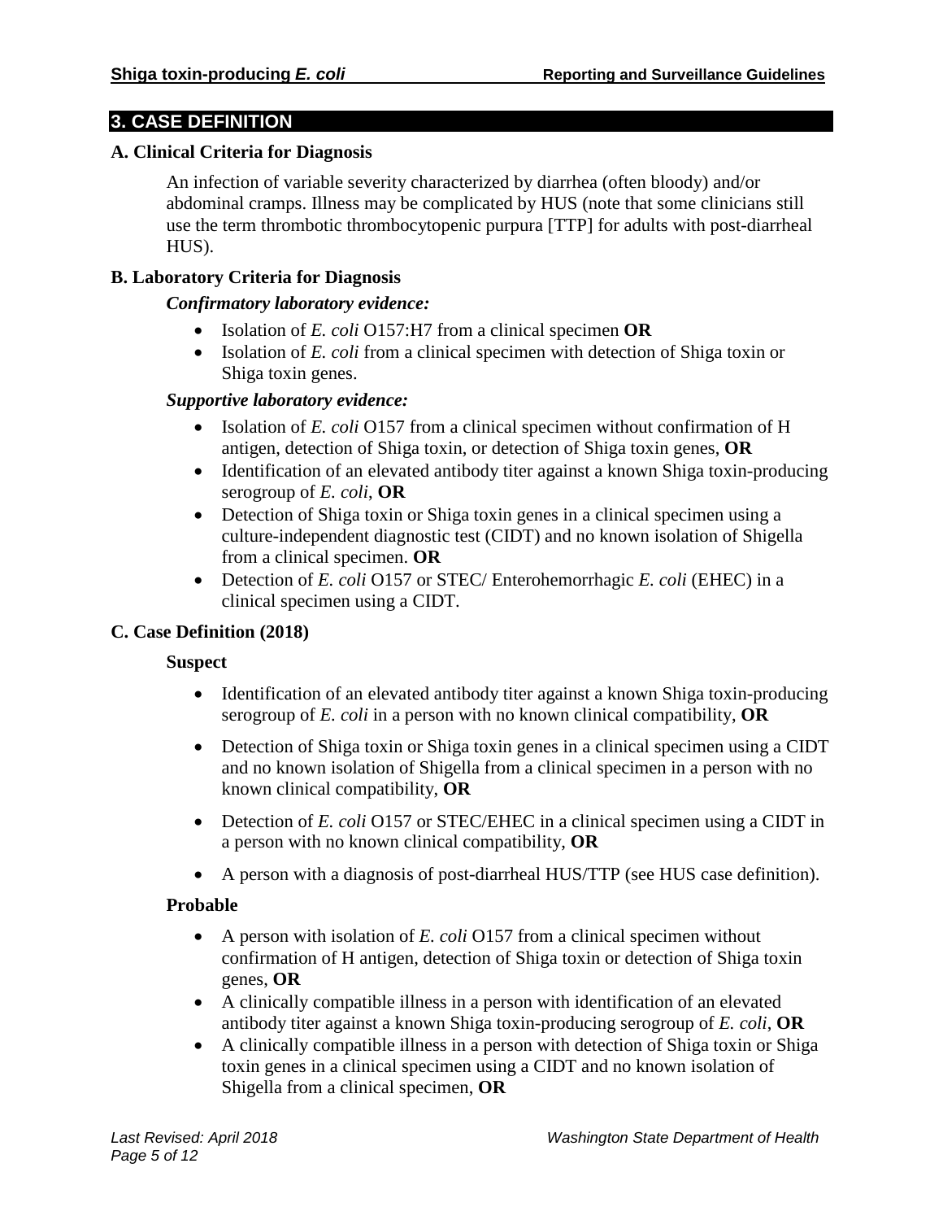## 3. CASE DEFINITION

### A. Clinical Criteria for Diagnosis

An infection of variable severity characterized by diarrhea (often bloody) and/or abdominal cramps. Illness may be complicated by HUS (note that some clinicians still use the term thrombotic thrombocytopenic purpura [TTP] for adults with post-diarrheal HUS).

### B. Laboratory Criteria for Diagnosis

***Confirmatory laboratory evidence:***

- Isolation of *E. coli* O157:H7 from a clinical specimen **OR**
- Isolation of *E. coli* from a clinical specimen with detection of Shiga toxin or Shiga toxin genes.

***Supportive laboratory evidence:***

- Isolation of *E. coli* O157 from a clinical specimen without confirmation of H antigen, detection of Shiga toxin, or detection of Shiga toxin genes, **OR**
- Identification of an elevated antibody titer against a known Shiga toxin-producing serogroup of *E. coli*, **OR**
- Detection of Shiga toxin or Shiga toxin genes in a clinical specimen using a culture-independent diagnostic test (CIDT) and no known isolation of Shigella from a clinical specimen. **OR**
- Detection of *E. coli* O157 or STEC/ Enterohemorrhagic *E. coli* (EHEC) in a clinical specimen using a CIDT.

### C. Case Definition (2018)

**Suspect**

- Identification of an elevated antibody titer against a known Shiga toxin-producing serogroup of *E. coli* in a person with no known clinical compatibility, **OR**
- Detection of Shiga toxin or Shiga toxin genes in a clinical specimen using a CIDT and no known isolation of Shigella from a clinical specimen in a person with no known clinical compatibility, **OR**
- Detection of *E. coli* O157 or STEC/EHEC in a clinical specimen using a CIDT in a person with no known clinical compatibility, **OR**
- A person with a diagnosis of post-diarrheal HUS/TTP (see HUS case definition).

**Probable**

- A person with isolation of *E. coli* O157 from a clinical specimen without confirmation of H antigen, detection of Shiga toxin or detection of Shiga toxin genes, **OR**
- A clinically compatible illness in a person with identification of an elevated antibody titer against a known Shiga toxin-producing serogroup of *E. coli*, **OR**
- A clinically compatible illness in a person with detection of Shiga toxin or Shiga toxin genes in a clinical specimen using a CIDT and no known isolation of Shigella from a clinical specimen, **OR**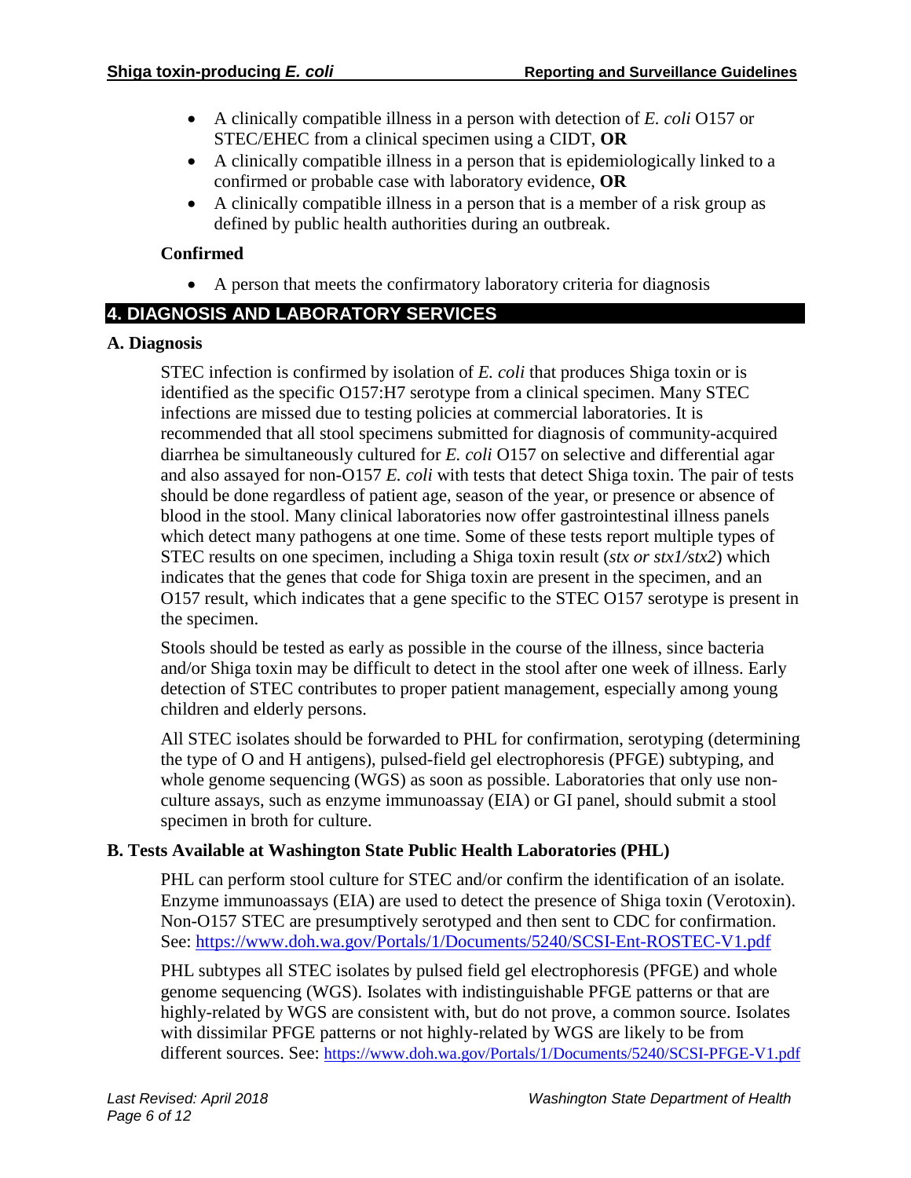- A clinically compatible illness in a person with detection of *E. coli* O157 or STEC/EHEC from a clinical specimen using a CIDT, **OR**
- A clinically compatible illness in a person that is epidemiologically linked to a confirmed or probable case with laboratory evidence, **OR**
- A clinically compatible illness in a person that is a member of a risk group as defined by public health authorities during an outbreak.

**Confirmed**

- A person that meets the confirmatory laboratory criteria for diagnosis

## 4. DIAGNOSIS AND LABORATORY SERVICES

### A. Diagnosis

STEC infection is confirmed by isolation of *E. coli* that produces Shiga toxin or is identified as the specific O157:H7 serotype from a clinical specimen. Many STEC infections are missed due to testing policies at commercial laboratories. It is recommended that all stool specimens submitted for diagnosis of community-acquired diarrhea be simultaneously cultured for *E. coli* O157 on selective and differential agar and also assayed for non-O157 *E. coli* with tests that detect Shiga toxin. The pair of tests should be done regardless of patient age, season of the year, or presence or absence of blood in the stool. Many clinical laboratories now offer gastrointestinal illness panels which detect many pathogens at one time. Some of these tests report multiple types of STEC results on one specimen, including a Shiga toxin result (*stx or stx1/stx2*) which indicates that the genes that code for Shiga toxin are present in the specimen, and an O157 result, which indicates that a gene specific to the STEC O157 serotype is present in the specimen.

Stools should be tested as early as possible in the course of the illness, since bacteria and/or Shiga toxin may be difficult to detect in the stool after one week of illness. Early detection of STEC contributes to proper patient management, especially among young children and elderly persons.

All STEC isolates should be forwarded to PHL for confirmation, serotyping (determining the type of O and H antigens), pulsed-field gel electrophoresis (PFGE) subtyping, and whole genome sequencing (WGS) as soon as possible. Laboratories that only use non-culture assays, such as enzyme immunoassay (EIA) or GI panel, should submit a stool specimen in broth for culture.

### B. Tests Available at Washington State Public Health Laboratories (PHL)

PHL can perform stool culture for STEC and/or confirm the identification of an isolate. Enzyme immunoassays (EIA) are used to detect the presence of Shiga toxin (Verotoxin). Non-O157 STEC are presumptively serotyped and then sent to CDC for confirmation. See: https://www.doh.wa.gov/Portals/1/Documents/5240/SCSI-Ent-ROSTEC-V1.pdf

PHL subtypes all STEC isolates by pulsed field gel electrophoresis (PFGE) and whole genome sequencing (WGS). Isolates with indistinguishable PFGE patterns or that are highly-related by WGS are consistent with, but do not prove, a common source. Isolates with dissimilar PFGE patterns or not highly-related by WGS are likely to be from different sources. See: https://www.doh.wa.gov/Portals/1/Documents/5240/SCSI-PFGE-V1.pdf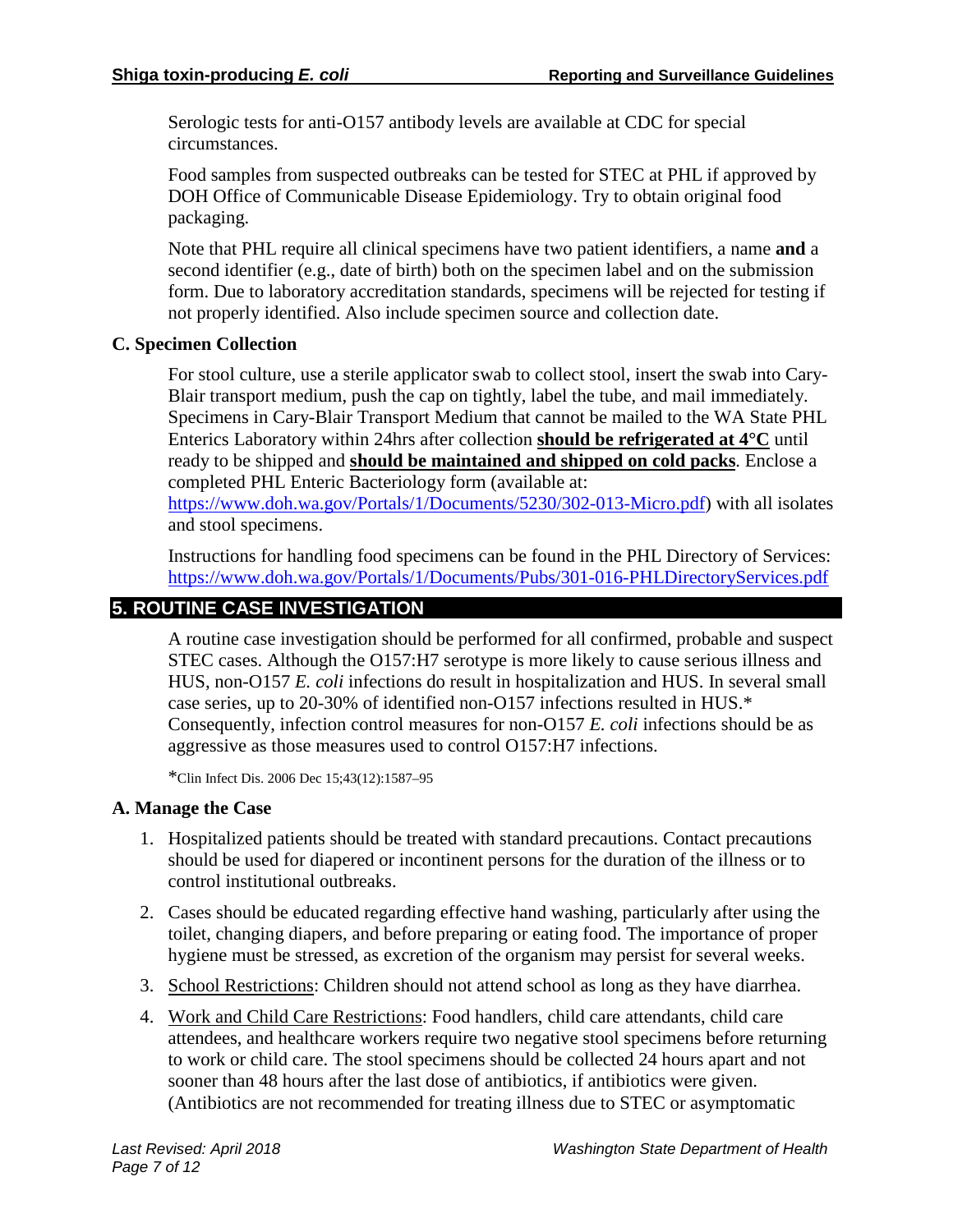Serologic tests for anti-O157 antibody levels are available at CDC for special circumstances.

Food samples from suspected outbreaks can be tested for STEC at PHL if approved by DOH Office of Communicable Disease Epidemiology. Try to obtain original food packaging.

Note that PHL require all clinical specimens have two patient identifiers, a name **and** a second identifier (e.g., date of birth) both on the specimen label and on the submission form. Due to laboratory accreditation standards, specimens will be rejected for testing if not properly identified. Also include specimen source and collection date.

### C. Specimen Collection

For stool culture, use a sterile applicator swab to collect stool, insert the swab into Cary-Blair transport medium, push the cap on tightly, label the tube, and mail immediately. Specimens in Cary-Blair Transport Medium that cannot be mailed to the WA State PHL Enterics Laboratory within 24hrs after collection **should be refrigerated at 4°C** until ready to be shipped and **should be maintained and shipped on cold packs**. Enclose a completed PHL Enteric Bacteriology form (available at: https://www.doh.wa.gov/Portals/1/Documents/5230/302-013-Micro.pdf) with all isolates and stool specimens.

Instructions for handling food specimens can be found in the PHL Directory of Services: https://www.doh.wa.gov/Portals/1/Documents/Pubs/301-016-PHLDirectoryServices.pdf

## 5. ROUTINE CASE INVESTIGATION

A routine case investigation should be performed for all confirmed, probable and suspect STEC cases. Although the O157:H7 serotype is more likely to cause serious illness and HUS, non-O157 *E. coli* infections do result in hospitalization and HUS. In several small case series, up to 20-30% of identified non-O157 infections resulted in HUS.* Consequently, infection control measures for non-O157 *E. coli* infections should be as aggressive as those measures used to control O157:H7 infections.

*Clin Infect Dis. 2006 Dec 15;43(12):1587–95

### A. Manage the Case

1. Hospitalized patients should be treated with standard precautions. Contact precautions should be used for diapered or incontinent persons for the duration of the illness or to control institutional outbreaks.
2. Cases should be educated regarding effective hand washing, particularly after using the toilet, changing diapers, and before preparing or eating food. The importance of proper hygiene must be stressed, as excretion of the organism may persist for several weeks.
3. School Restrictions: Children should not attend school as long as they have diarrhea.
4. Work and Child Care Restrictions: Food handlers, child care attendants, child care attendees, and healthcare workers require two negative stool specimens before returning to work or child care. The stool specimens should be collected 24 hours apart and not sooner than 48 hours after the last dose of antibiotics, if antibiotics were given. (Antibiotics are not recommended for treating illness due to STEC or asymptomatic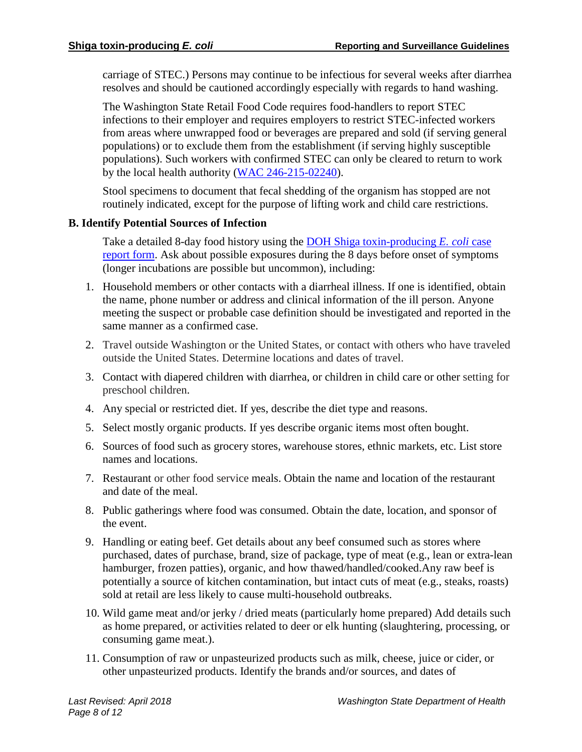carriage of STEC.) Persons may continue to be infectious for several weeks after diarrhea resolves and should be cautioned accordingly especially with regards to hand washing.

The Washington State Retail Food Code requires food-handlers to report STEC infections to their employer and requires employers to restrict STEC-infected workers from areas where unwrapped food or beverages are prepared and sold (if serving general populations) or to exclude them from the establishment (if serving highly susceptible populations). Such workers with confirmed STEC can only be cleared to return to work by the local health authority (WAC 246-215-02240).

Stool specimens to document that fecal shedding of the organism has stopped are not routinely indicated, except for the purpose of lifting work and child care restrictions.

### B. Identify Potential Sources of Infection

Take a detailed 8-day food history using the DOH Shiga toxin-producing *E. coli* case report form. Ask about possible exposures during the 8 days before onset of symptoms (longer incubations are possible but uncommon), including:

1. Household members or other contacts with a diarrheal illness. If one is identified, obtain the name, phone number or address and clinical information of the ill person. Anyone meeting the suspect or probable case definition should be investigated and reported in the same manner as a confirmed case.
2. Travel outside Washington or the United States, or contact with others who have traveled outside the United States. Determine locations and dates of travel.
3. Contact with diapered children with diarrhea, or children in child care or other setting for preschool children.
4. Any special or restricted diet. If yes, describe the diet type and reasons.
5. Select mostly organic products. If yes describe organic items most often bought.
6. Sources of food such as grocery stores, warehouse stores, ethnic markets, etc. List store names and locations.
7. Restaurant or other food service meals. Obtain the name and location of the restaurant and date of the meal.
8. Public gatherings where food was consumed. Obtain the date, location, and sponsor of the event.
9. Handling or eating beef. Get details about any beef consumed such as stores where purchased, dates of purchase, brand, size of package, type of meat (e.g., lean or extra-lean hamburger, frozen patties), organic, and how thawed/handled/cooked.Any raw beef is potentially a source of kitchen contamination, but intact cuts of meat (e.g., steaks, roasts) sold at retail are less likely to cause multi-household outbreaks.
10. Wild game meat and/or jerky / dried meats (particularly home prepared) Add details such as home prepared, or activities related to deer or elk hunting (slaughtering, processing, or consuming game meat.).
11. Consumption of raw or unpasteurized products such as milk, cheese, juice or cider, or other unpasteurized products. Identify the brands and/or sources, and dates of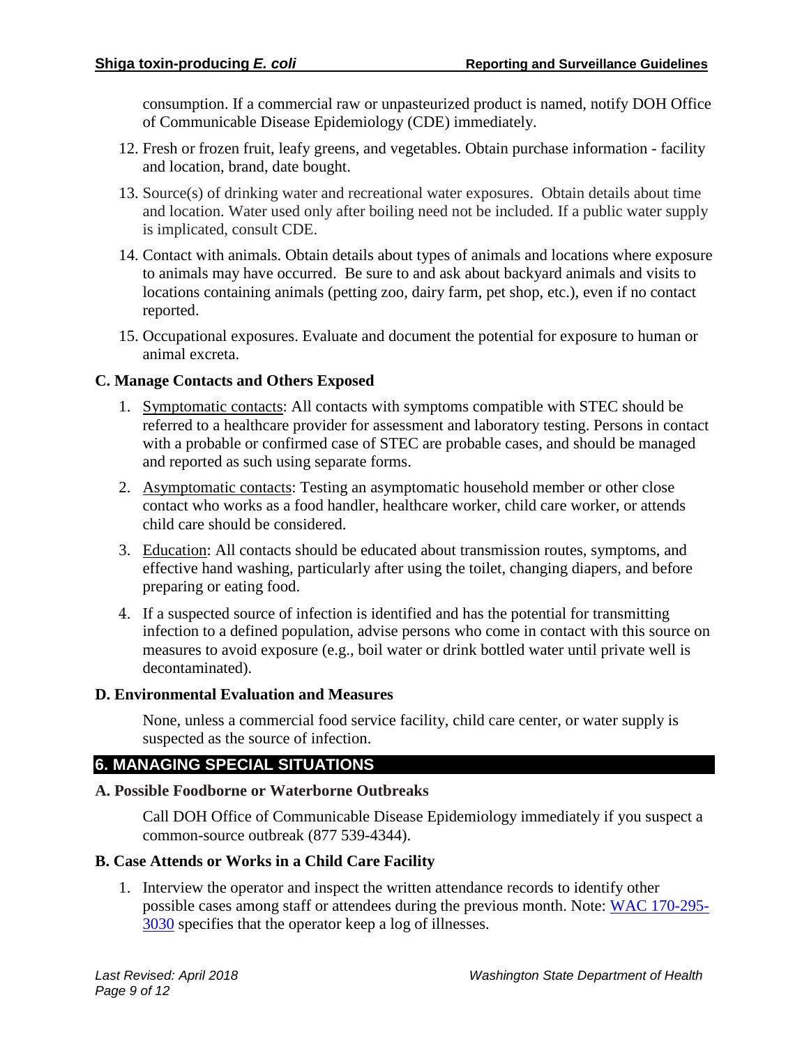consumption. If a commercial raw or unpasteurized product is named, notify DOH Office of Communicable Disease Epidemiology (CDE) immediately.

12. Fresh or frozen fruit, leafy greens, and vegetables. Obtain purchase information - facility and location, brand, date bought.
13. Source(s) of drinking water and recreational water exposures. Obtain details about time and location. Water used only after boiling need not be included. If a public water supply is implicated, consult CDE.
14. Contact with animals. Obtain details about types of animals and locations where exposure to animals may have occurred. Be sure to and ask about backyard animals and visits to locations containing animals (petting zoo, dairy farm, pet shop, etc.), even if no contact reported.
15. Occupational exposures. Evaluate and document the potential for exposure to human or animal excreta.

### C. Manage Contacts and Others Exposed

1. Symptomatic contacts: All contacts with symptoms compatible with STEC should be referred to a healthcare provider for assessment and laboratory testing. Persons in contact with a probable or confirmed case of STEC are probable cases, and should be managed and reported as such using separate forms.
2. Asymptomatic contacts: Testing an asymptomatic household member or other close contact who works as a food handler, healthcare worker, child care worker, or attends child care should be considered.
3. Education: All contacts should be educated about transmission routes, symptoms, and effective hand washing, particularly after using the toilet, changing diapers, and before preparing or eating food.
4. If a suspected source of infection is identified and has the potential for transmitting infection to a defined population, advise persons who come in contact with this source on measures to avoid exposure (e.g., boil water or drink bottled water until private well is decontaminated).

### D. Environmental Evaluation and Measures

None, unless a commercial food service facility, child care center, or water supply is suspected as the source of infection.

## 6. MANAGING SPECIAL SITUATIONS

### A. Possible Foodborne or Waterborne Outbreaks

Call DOH Office of Communicable Disease Epidemiology immediately if you suspect a common-source outbreak (877 539-4344).

### B. Case Attends or Works in a Child Care Facility

1. Interview the operator and inspect the written attendance records to identify other possible cases among staff or attendees during the previous month. Note: WAC 170-295-3030 specifies that the operator keep a log of illnesses.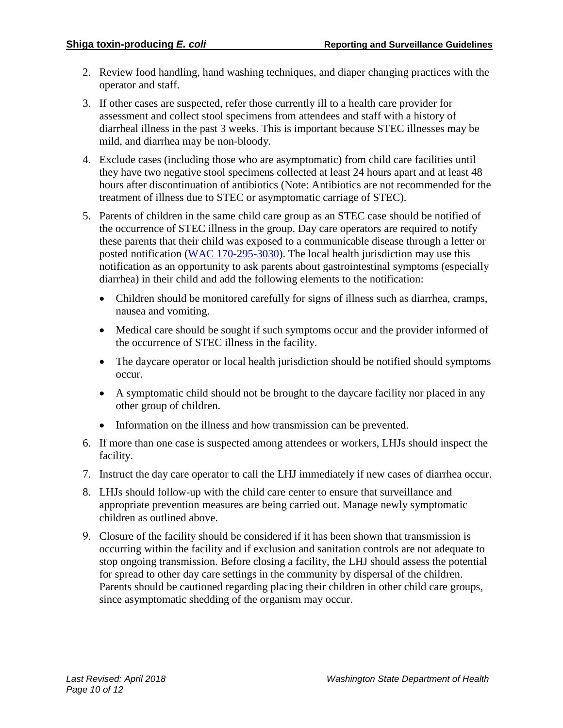2. Review food handling, hand washing techniques, and diaper changing practices with the operator and staff.
3. If other cases are suspected, refer those currently ill to a health care provider for assessment and collect stool specimens from attendees and staff with a history of diarrheal illness in the past 3 weeks. This is important because STEC illnesses may be mild, and diarrhea may be non-bloody.
4. Exclude cases (including those who are asymptomatic) from child care facilities until they have two negative stool specimens collected at least 24 hours apart and at least 48 hours after discontinuation of antibiotics (Note: Antibiotics are not recommended for the treatment of illness due to STEC or asymptomatic carriage of STEC).
5. Parents of children in the same child care group as an STEC case should be notified of the occurrence of STEC illness in the group. Day care operators are required to notify these parents that their child was exposed to a communicable disease through a letter or posted notification ([WAC 170-295-3030](WAC 170-295-3030)). The local health jurisdiction may use this notification as an opportunity to ask parents about gastrointestinal symptoms (especially diarrhea) in their child and add the following elements to the notification:
   - Children should be monitored carefully for signs of illness such as diarrhea, cramps, nausea and vomiting.
   - Medical care should be sought if such symptoms occur and the provider informed of the occurrence of STEC illness in the facility.
   - The daycare operator or local health jurisdiction should be notified should symptoms occur.
   - A symptomatic child should not be brought to the daycare facility nor placed in any other group of children.
   - Information on the illness and how transmission can be prevented.
6. If more than one case is suspected among attendees or workers, LHJs should inspect the facility.
7. Instruct the day care operator to call the LHJ immediately if new cases of diarrhea occur.
8. LHJs should follow-up with the child care center to ensure that surveillance and appropriate prevention measures are being carried out. Manage newly symptomatic children as outlined above.
9. Closure of the facility should be considered if it has been shown that transmission is occurring within the facility and if exclusion and sanitation controls are not adequate to stop ongoing transmission. Before closing a facility, the LHJ should assess the potential for spread to other day care settings in the community by dispersal of the children. Parents should be cautioned regarding placing their children in other child care groups, since asymptomatic shedding of the organism may occur.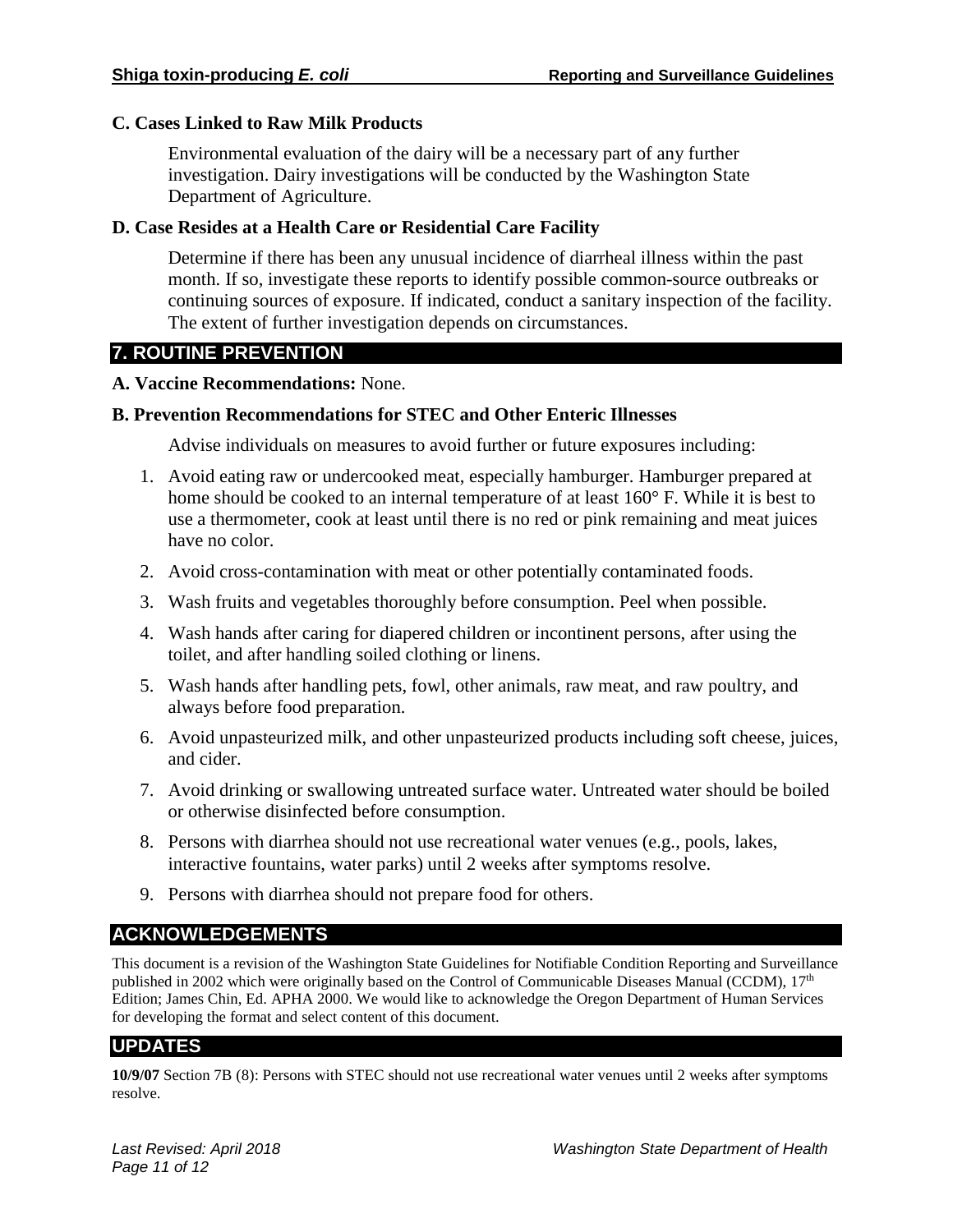### C. Cases Linked to Raw Milk Products

Environmental evaluation of the dairy will be a necessary part of any further investigation. Dairy investigations will be conducted by the Washington State Department of Agriculture.

### D. Case Resides at a Health Care or Residential Care Facility

Determine if there has been any unusual incidence of diarrheal illness within the past month. If so, investigate these reports to identify possible common-source outbreaks or continuing sources of exposure. If indicated, conduct a sanitary inspection of the facility. The extent of further investigation depends on circumstances.

## 7. ROUTINE PREVENTION

**A. Vaccine Recommendations:** None.

### B. Prevention Recommendations for STEC and Other Enteric Illnesses

Advise individuals on measures to avoid further or future exposures including:

1. Avoid eating raw or undercooked meat, especially hamburger. Hamburger prepared at home should be cooked to an internal temperature of at least 160° F. While it is best to use a thermometer, cook at least until there is no red or pink remaining and meat juices have no color.
2. Avoid cross-contamination with meat or other potentially contaminated foods.
3. Wash fruits and vegetables thoroughly before consumption. Peel when possible.
4. Wash hands after caring for diapered children or incontinent persons, after using the toilet, and after handling soiled clothing or linens.
5. Wash hands after handling pets, fowl, other animals, raw meat, and raw poultry, and always before food preparation.
6. Avoid unpasteurized milk, and other unpasteurized products including soft cheese, juices, and cider.
7. Avoid drinking or swallowing untreated surface water. Untreated water should be boiled or otherwise disinfected before consumption.
8. Persons with diarrhea should not use recreational water venues (e.g., pools, lakes, interactive fountains, water parks) until 2 weeks after symptoms resolve.
9. Persons with diarrhea should not prepare food for others.

## ACKNOWLEDGEMENTS

This document is a revision of the Washington State Guidelines for Notifiable Condition Reporting and Surveillance published in 2002 which were originally based on the Control of Communicable Diseases Manual (CCDM), 17th Edition; James Chin, Ed. APHA 2000. We would like to acknowledge the Oregon Department of Human Services for developing the format and select content of this document.

## UPDATES

**10/9/07** Section 7B (8): Persons with STEC should not use recreational water venues until 2 weeks after symptoms resolve.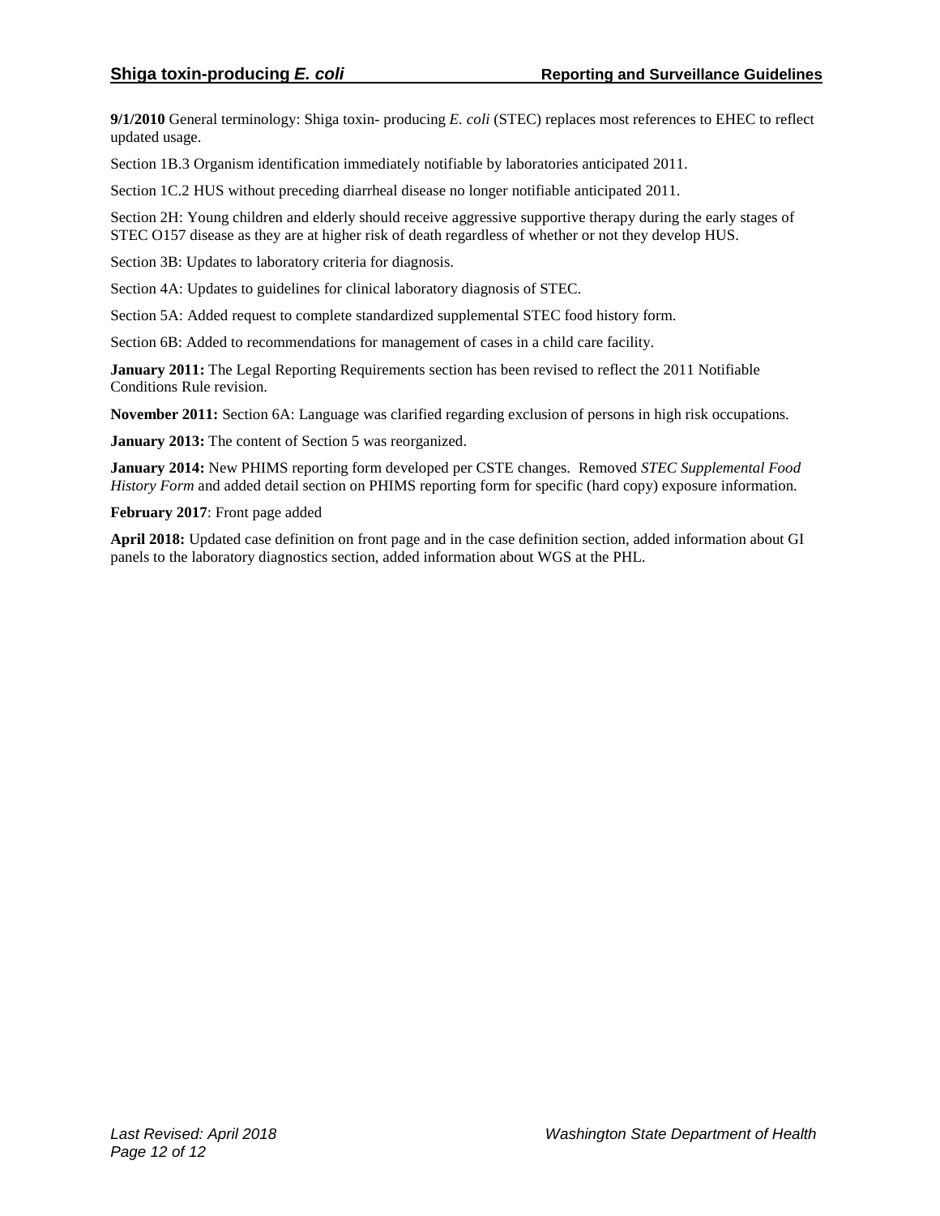**9/1/2010** General terminology: Shiga toxin- producing *E. coli* (STEC) replaces most references to EHEC to reflect updated usage.

Section 1B.3 Organism identification immediately notifiable by laboratories anticipated 2011.

Section 1C.2 HUS without preceding diarrheal disease no longer notifiable anticipated 2011.

Section 2H: Young children and elderly should receive aggressive supportive therapy during the early stages of STEC O157 disease as they are at higher risk of death regardless of whether or not they develop HUS.

Section 3B: Updates to laboratory criteria for diagnosis.

Section 4A: Updates to guidelines for clinical laboratory diagnosis of STEC.

Section 5A: Added request to complete standardized supplemental STEC food history form.

Section 6B: Added to recommendations for management of cases in a child care facility.

**January 2011:** The Legal Reporting Requirements section has been revised to reflect the 2011 Notifiable Conditions Rule revision.

**November 2011:** Section 6A: Language was clarified regarding exclusion of persons in high risk occupations.

**January 2013:** The content of Section 5 was reorganized.

**January 2014:** New PHIMS reporting form developed per CSTE changes. Removed *STEC Supplemental Food History Form* and added detail section on PHIMS reporting form for specific (hard copy) exposure information.

**February 2017**: Front page added

**April 2018:** Updated case definition on front page and in the case definition section, added information about GI panels to the laboratory diagnostics section, added information about WGS at the PHL.